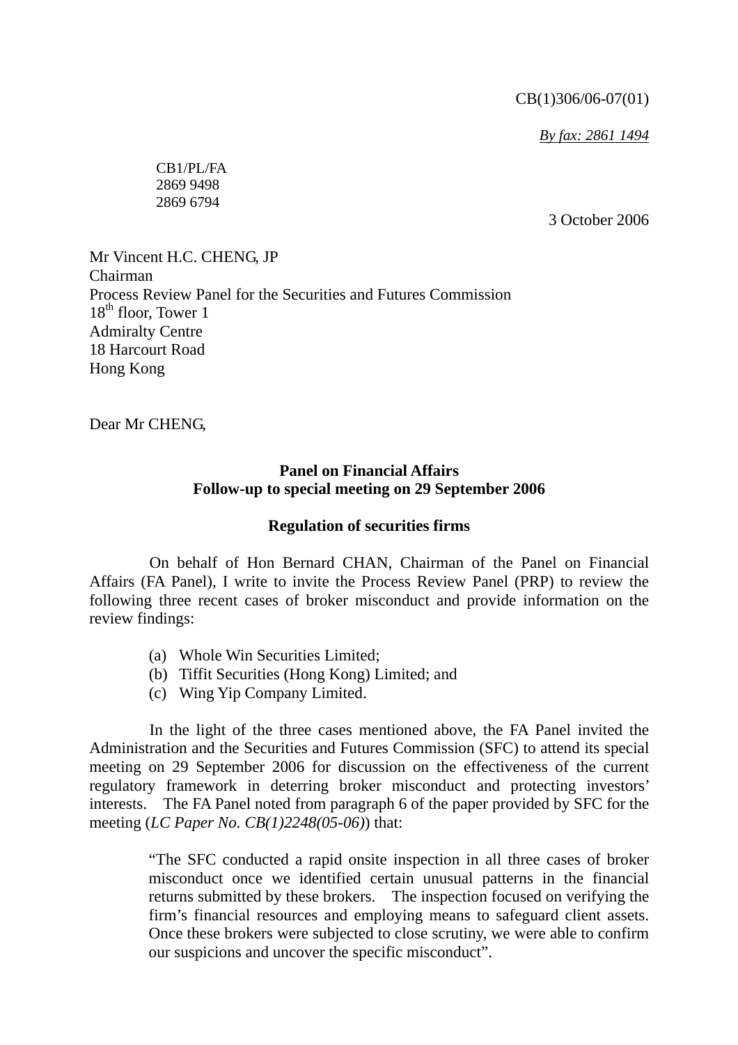CB(1)306/06-07(01)

*By fax: 2861 1494*

CB1/PL/FA
2869 9498
2869 6794

3 October 2006

Mr Vincent H.C. CHENG, JP
Chairman
Process Review Panel for the Securities and Futures Commission
18th floor, Tower 1
Admiralty Centre
18 Harcourt Road
Hong Kong

Dear Mr CHENG,

**Panel on Financial Affairs**
**Follow-up to special meeting on 29 September 2006**

**Regulation of securities firms**

On behalf of Hon Bernard CHAN, Chairman of the Panel on Financial Affairs (FA Panel), I write to invite the Process Review Panel (PRP) to review the following three recent cases of broker misconduct and provide information on the review findings:

(a) Whole Win Securities Limited;
(b) Tiffit Securities (Hong Kong) Limited; and
(c) Wing Yip Company Limited.

In the light of the three cases mentioned above, the FA Panel invited the Administration and the Securities and Futures Commission (SFC) to attend its special meeting on 29 September 2006 for discussion on the effectiveness of the current regulatory framework in deterring broker misconduct and protecting investors' interests. The FA Panel noted from paragraph 6 of the paper provided by SFC for the meeting (*LC Paper No. CB(1)2248(05-06)*) that:

> "The SFC conducted a rapid onsite inspection in all three cases of broker misconduct once we identified certain unusual patterns in the financial returns submitted by these brokers. The inspection focused on verifying the firm's financial resources and employing means to safeguard client assets. Once these brokers were subjected to close scrutiny, we were able to confirm our suspicions and uncover the specific misconduct".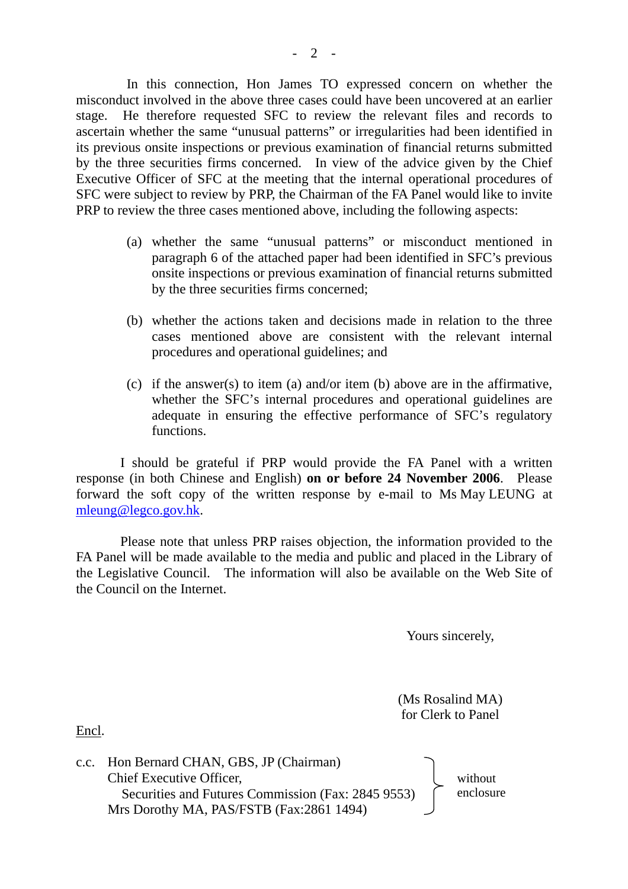In this connection, Hon James TO expressed concern on whether the misconduct involved in the above three cases could have been uncovered at an earlier stage. He therefore requested SFC to review the relevant files and records to ascertain whether the same "unusual patterns" or irregularities had been identified in its previous onsite inspections or previous examination of financial returns submitted by the three securities firms concerned. In view of the advice given by the Chief Executive Officer of SFC at the meeting that the internal operational procedures of SFC were subject to review by PRP, the Chairman of the FA Panel would like to invite PRP to review the three cases mentioned above, including the following aspects:

(a) whether the same "unusual patterns" or misconduct mentioned in paragraph 6 of the attached paper had been identified in SFC's previous onsite inspections or previous examination of financial returns submitted by the three securities firms concerned;

(b) whether the actions taken and decisions made in relation to the three cases mentioned above are consistent with the relevant internal procedures and operational guidelines; and

(c) if the answer(s) to item (a) and/or item (b) above are in the affirmative, whether the SFC's internal procedures and operational guidelines are adequate in ensuring the effective performance of SFC's regulatory functions.

I should be grateful if PRP would provide the FA Panel with a written response (in both Chinese and English) **on or before 24 November 2006**. Please forward the soft copy of the written response by e-mail to Ms May LEUNG at mleung@legco.gov.hk.

Please note that unless PRP raises objection, the information provided to the FA Panel will be made available to the media and public and placed in the Library of the Legislative Council. The information will also be available on the Web Site of the Council on the Internet.

Yours sincerely,

(Ms Rosalind MA)
for Clerk to Panel

Encl.

c.c. Hon Bernard CHAN, GBS, JP (Chairman)
Chief Executive Officer,
Securities and Futures Commission (Fax: 2845 9553)
Mrs Dorothy MA, PAS/FSTB (Fax:2861 1494)

} without enclosure